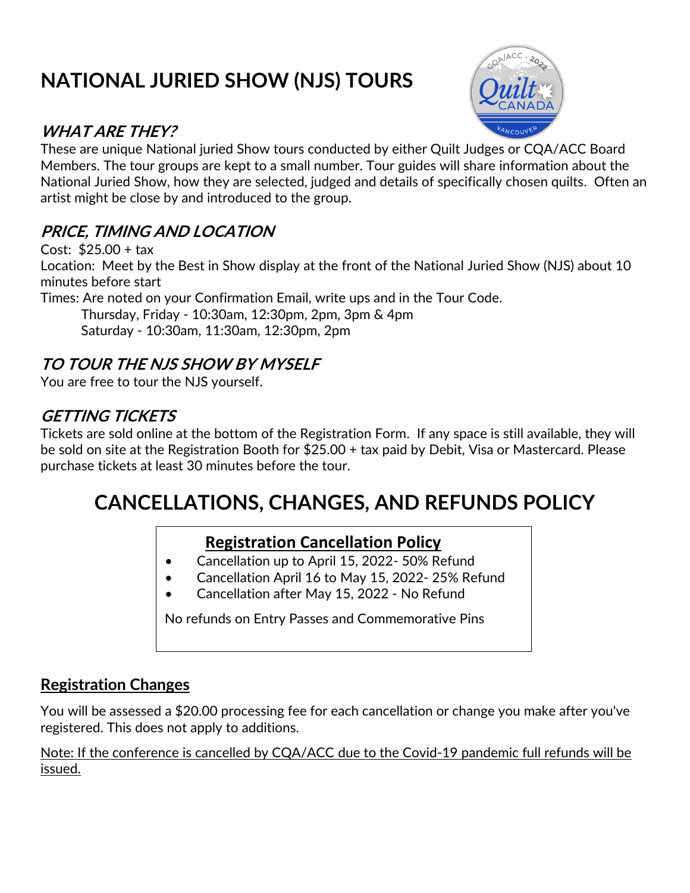# NATIONAL JURIED SHOW (NJS) TOURS

## *WHAT ARE THEY?*

These are unique National juried Show tours conducted by either Quilt Judges or CQA/ACC Board Members. The tour groups are kept to a small number. Tour guides will share information about the National Juried Show, how they are selected, judged and details of specifically chosen quilts. Often an artist might be close by and introduced to the group.

## *PRICE, TIMING AND LOCATION*

Cost: $25.00 + tax

Location: Meet by the Best in Show display at the front of the National Juried Show (NJS) about 10 minutes before start

Times: Are noted on your Confirmation Email, write ups and in the Tour Code.

Thursday, Friday - 10:30am, 12:30pm, 2pm, 3pm & 4pm

Saturday - 10:30am, 11:30am, 12:30pm, 2pm

## *TO TOUR THE NJS SHOW BY MYSELF*

You are free to tour the NJS yourself.

## *GETTING TICKETS*

Tickets are sold online at the bottom of the Registration Form. If any space is still available, they will be sold on site at the Registration Booth for $25.00 + tax paid by Debit, Visa or Mastercard. Please purchase tickets at least 30 minutes before the tour.

# CANCELLATIONS, CHANGES, AND REFUNDS POLICY

### Registration Cancellation Policy

- Cancellation up to April 15, 2022- 50% Refund
- Cancellation April 16 to May 15, 2022- 25% Refund
- Cancellation after May 15, 2022 - No Refund

No refunds on Entry Passes and Commemorative Pins

### Registration Changes

You will be assessed a $20.00 processing fee for each cancellation or change you make after you've registered. This does not apply to additions.

Note: If the conference is cancelled by CQA/ACC due to the Covid-19 pandemic full refunds will be issued.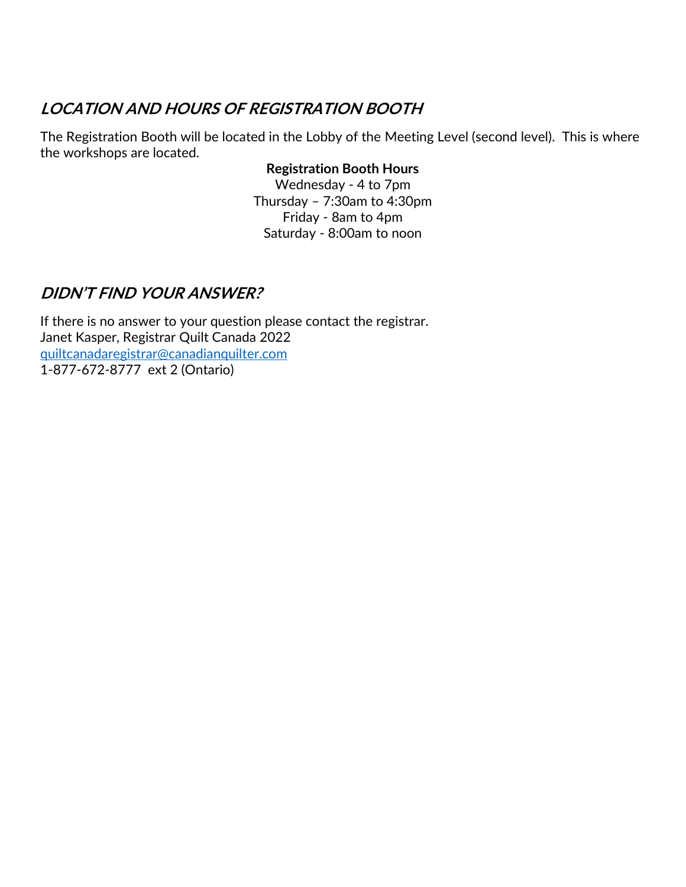## *LOCATION AND HOURS OF REGISTRATION BOOTH*

The Registration Booth will be located in the Lobby of the Meeting Level (second level). This is where the workshops are located.

**Registration Booth Hours**
Wednesday - 4 to 7pm
Thursday – 7:30am to 4:30pm
Friday - 8am to 4pm
Saturday - 8:00am to noon

## *DIDN'T FIND YOUR ANSWER?*

If there is no answer to your question please contact the registrar.
Janet Kasper, Registrar Quilt Canada 2022
quiltcanadaregistrar@canadianquilter.com
1-877-672-8777 ext 2 (Ontario)